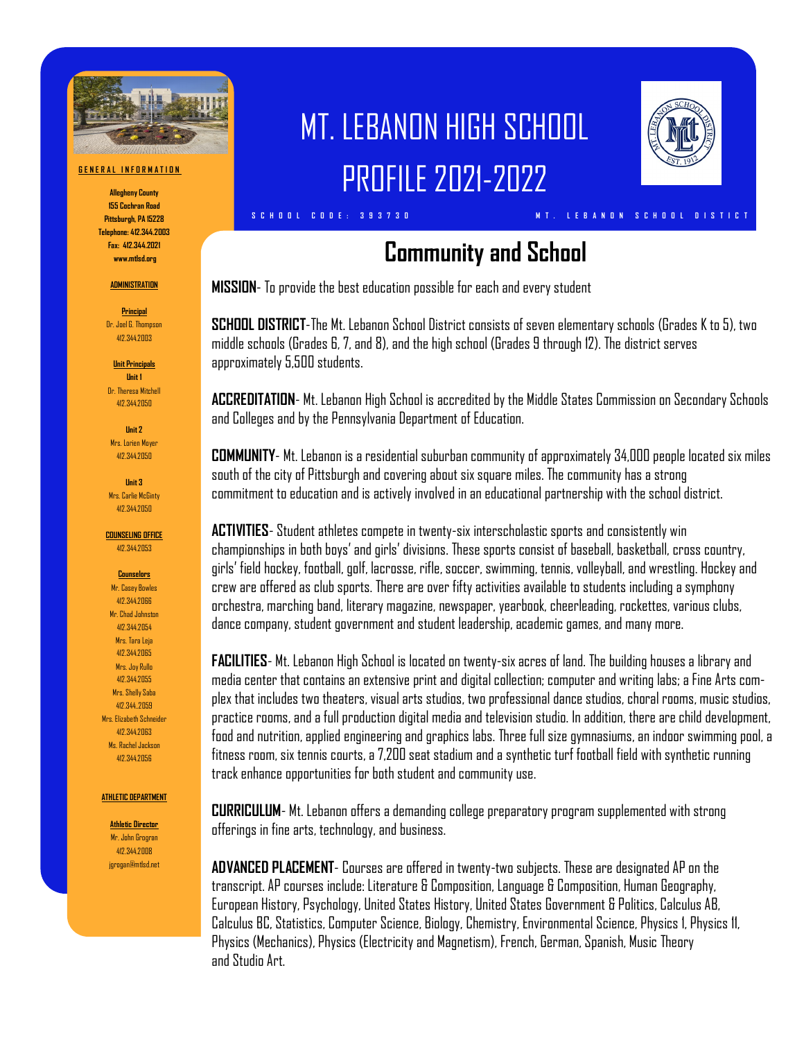# MT. LEBANON HIGH SCHOOL PROFILE 2021-2022

SCHOOL CODE: 393730

MT. LEBANON SCHOOL DISTRICT

**GENERAL INFORMATION**

**Allegheny County**
**155 Cochran Road**
**Pittsburgh, PA 15228**
**Telephone: 412.344.2003**
**Fax: 412.344.2021**
**www.mtlsd.org**

**ADMINISTRATION**

**Principal**
Dr. Joel G. Thompson
412.344.2003

**Unit Principals**

**Unit 1**
Dr. Theresa Mitchell
412.344.2050

**Unit 2**
Mrs. Lorien Moyer
412.344.2050

**Unit 3**
Mrs. Carlie McGinty
412.344.2050

**COUNSELING OFFICE**
412.344.2053

**Counselors**
Mr. Casey Bowles
412.344.2066
Mr. Chad Johnston
412.344.2054
Mrs. Tara Leja
412.344.2065
Mrs. Joy Rullo
412.344.2055
Mrs. Shelly Saba
412.344.2059
Mrs. Elizabeth Schneider
412.344.2063
Ms. Rachel Jackson
412.344.2056

**ATHLETIC DEPARTMENT**

**Athletic Director**
Mr. John Grogran
412.344.2008
jgrogan@mtlsd.net

## Community and School

**MISSION**- To provide the best education possible for each and every student

**SCHOOL DISTRICT**-The Mt. Lebanon School District consists of seven elementary schools (Grades K to 5), two middle schools (Grades 6, 7, and 8), and the high school (Grades 9 through 12). The district serves approximately 5,500 students.

**ACCREDITATION**- Mt. Lebanon High School is accredited by the Middle States Commission on Secondary Schools and Colleges and by the Pennsylvania Department of Education.

**COMMUNITY**- Mt. Lebanon is a residential suburban community of approximately 34,000 people located six miles south of the city of Pittsburgh and covering about six square miles. The community has a strong commitment to education and is actively involved in an educational partnership with the school district.

**ACTIVITIES**- Student athletes compete in twenty-six interscholastic sports and consistently win championships in both boys' and girls' divisions. These sports consist of baseball, basketball, cross country, girls' field hockey, football, golf, lacrosse, rifle, soccer, swimming, tennis, volleyball, and wrestling. Hockey and crew are offered as club sports. There are over fifty activities available to students including a symphony orchestra, marching band, literary magazine, newspaper, yearbook, cheerleading, rockettes, various clubs, dance company, student government and student leadership, academic games, and many more.

**FACILITIES**- Mt. Lebanon High School is located on twenty-six acres of land. The building houses a library and media center that contains an extensive print and digital collection; computer and writing labs; a Fine Arts complex that includes two theaters, visual arts studios, two professional dance studios, choral rooms, music studios, practice rooms, and a full production digital media and television studio. In addition, there are child development, food and nutrition, applied engineering and graphics labs. Three full size gymnasiums, an indoor swimming pool, a fitness room, six tennis courts, a 7,200 seat stadium and a synthetic turf football field with synthetic running track enhance opportunities for both student and community use.

**CURRICULUM**- Mt. Lebanon offers a demanding college preparatory program supplemented with strong offerings in fine arts, technology, and business.

**ADVANCED PLACEMENT**- Courses are offered in twenty-two subjects. These are designated AP on the transcript. AP courses include: Literature & Composition, Language & Composition, Human Geography, European History, Psychology, United States History, United States Government & Politics, Calculus AB, Calculus BC, Statistics, Computer Science, Biology, Chemistry, Environmental Science, Physics 1, Physics II, Physics (Mechanics), Physics (Electricity and Magnetism), French, German, Spanish, Music Theory and Studio Art.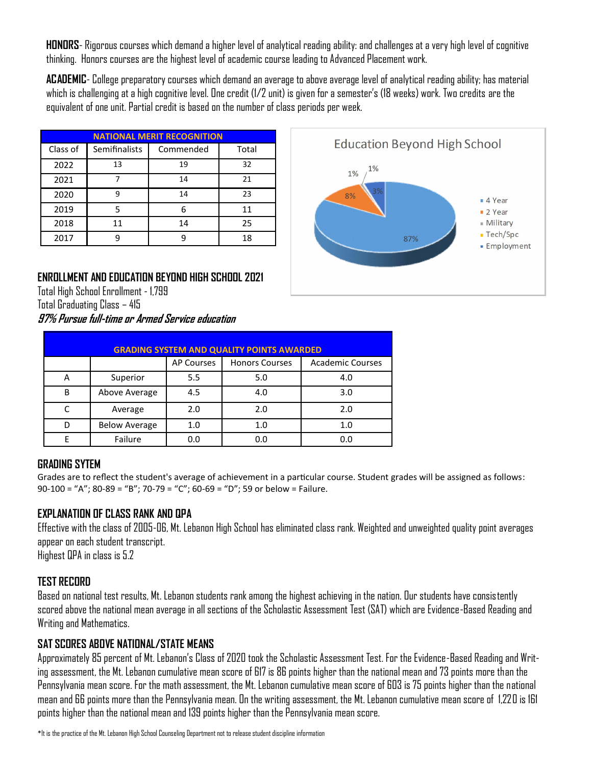**HONORS**- Rigorous courses which demand a higher level of analytical reading ability: and challenges at a very high level of cognitive thinking. Honors courses are the highest level of academic course leading to Advanced Placement work.

**ACADEMIC**- College preparatory courses which demand an average to above average level of analytical reading ability; has material which is challenging at a high cognitive level. One credit (1/2 unit) is given for a semester's (18 weeks) work. Two credits are the equivalent of one unit. Partial credit is based on the number of class periods per week.

| NATIONAL MERIT RECOGNITION | | | |
|---|---|---|---|
| Class of | Semifinalists | Commended | Total |
| 2022 | 13 | 19 | 32 |
| 2021 | 7 | 14 | 21 |
| 2020 | 9 | 14 | 23 |
| 2019 | 5 | 6 | 11 |
| 2018 | 11 | 14 | 25 |
| 2017 | 9 | 9 | 18 |

Education Beyond High School

1%
1%
3%
8%
87%

4 Year
2 Year
Military
Tech/Spc
Employment

## ENROLLMENT AND EDUCATION BEYOND HIGH SCHOOL 2021

Total High School Enrollment - 1,799
Total Graduating Class – 415
***97% Pursue full-time or Armed Service education***

| GRADING SYSTEM AND QUALITY POINTS AWARDED | | | | |
|---|---|---|---|---|
| | | AP Courses | Honors Courses | Academic Courses |
| A | Superior | 5.5 | 5.0 | 4.0 |
| B | Above Average | 4.5 | 4.0 | 3.0 |
| C | Average | 2.0 | 2.0 | 2.0 |
| D | Below Average | 1.0 | 1.0 | 1.0 |
| E | Failure | 0.0 | 0.0 | 0.0 |

## GRADING SYTEM

Grades are to reflect the student's average of achievement in a particular course. Student grades will be assigned as follows: 90-100 = "A"; 80-89 = "B"; 70-79 = "C"; 60-69 = "D"; 59 or below = Failure.

## EXPLANATION OF CLASS RANK AND QPA

Effective with the class of 2005-06, Mt. Lebanon High School has eliminated class rank. Weighted and unweighted quality point averages appear on each student transcript.
Highest QPA in class is 5.2

## TEST RECORD

Based on national test results, Mt. Lebanon students rank among the highest achieving in the nation. Our students have consistently scored above the national mean average in all sections of the Scholastic Assessment Test (SAT) which are Evidence-Based Reading and Writing and Mathematics.

## SAT SCORES ABOVE NATIONAL/STATE MEANS

Approximately 85 percent of Mt. Lebanon's Class of 2020 took the Scholastic Assessment Test. For the Evidence-Based Reading and Writing assessment, the Mt. Lebanon cumulative mean score of 617 is 86 points higher than the national mean and 73 points more than the Pennsylvania mean score. For the math assessment, the Mt. Lebanon cumulative mean score of 603 is 75 points higher than the national mean and 66 points more than the Pennsylvania mean. On the writing assessment, the Mt. Lebanon cumulative mean score of 1,220 is 161 points higher than the national mean and 139 points higher than the Pennsylvania mean score.

*It is the practice of the Mt. Lebanon High School Counseling Department not to release student discipline information